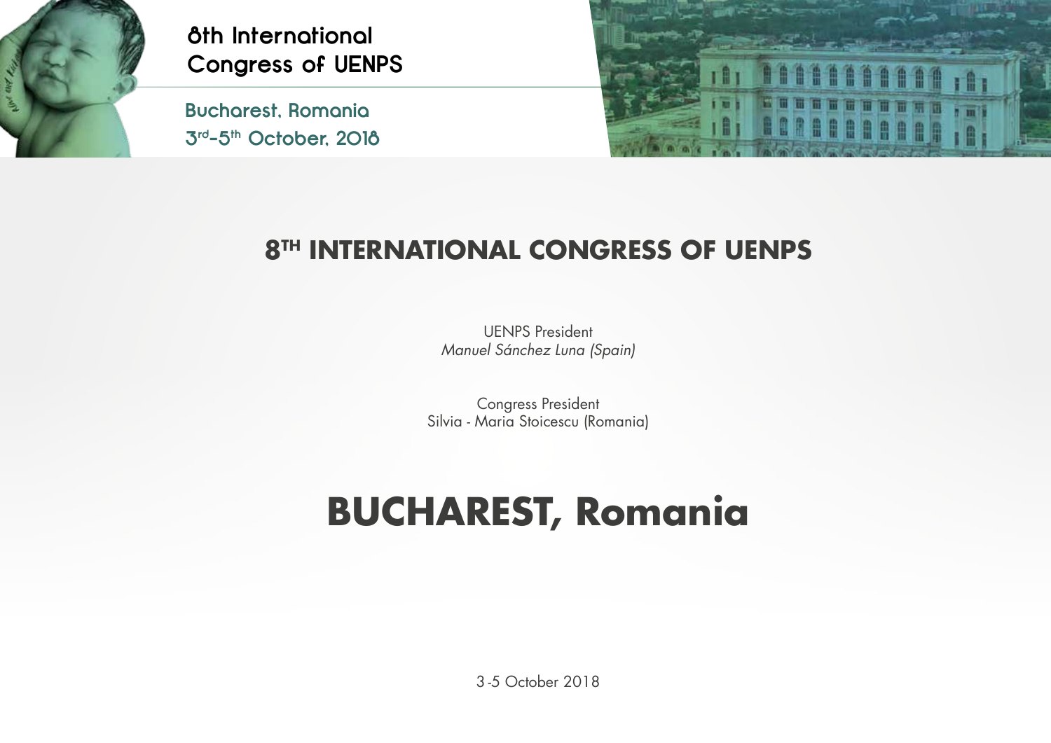8th International
Congress of UENPS

Bucharest, Romania
3rd-5th October, 2018

# 8TH INTERNATIONAL CONGRESS OF UENPS

UENPS President
*Manuel Sánchez Luna (Spain)*

Congress President
Silvia - Maria Stoicescu (Romania)

# BUCHAREST, Romania

3-5 October 2018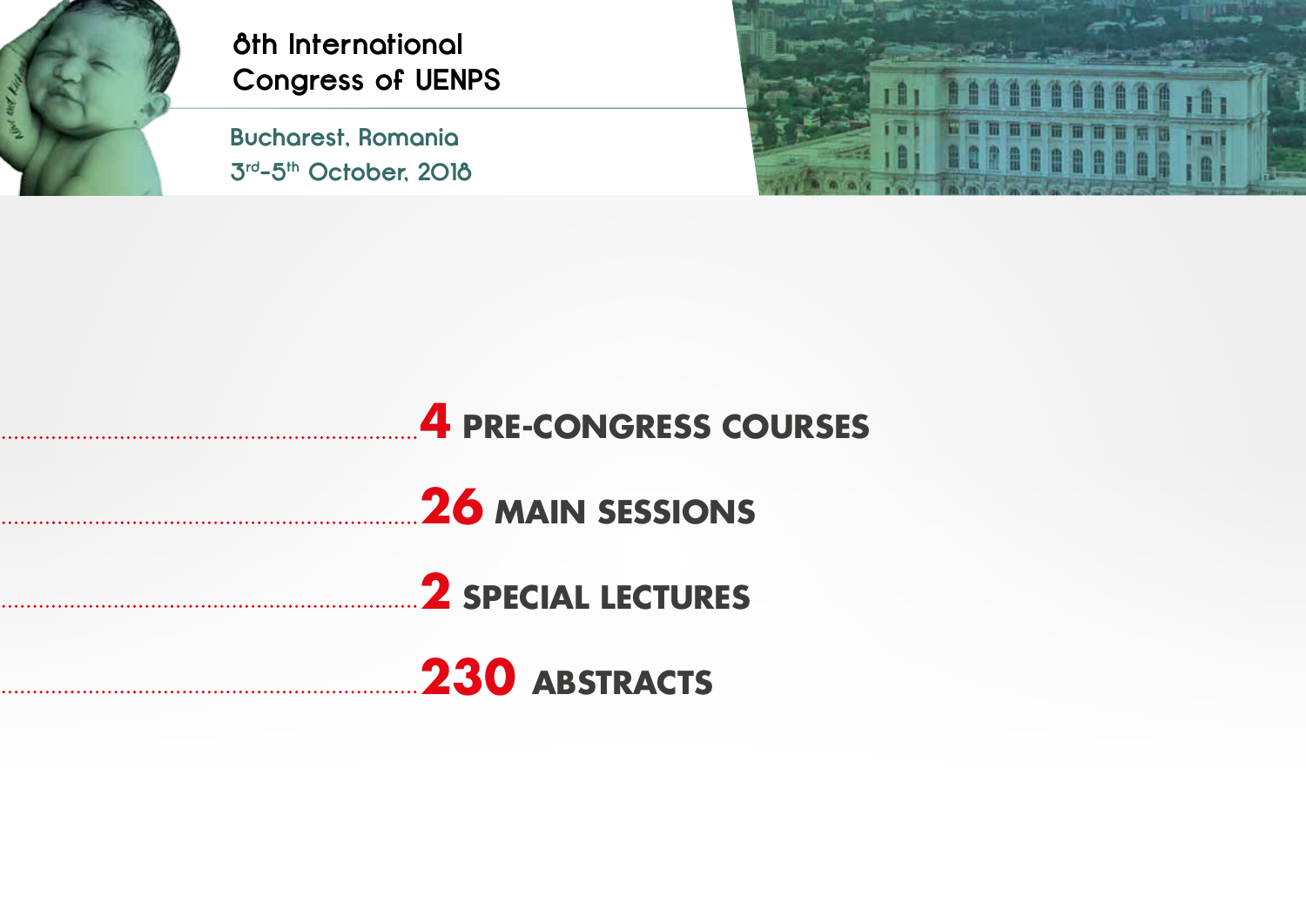8th International Congress of UENPS

Bucharest, Romania

3rd–5th October, 2018

**4** PRE-CONGRESS COURSES

**26** MAIN SESSIONS

**2** SPECIAL LECTURES

**230** ABSTRACTS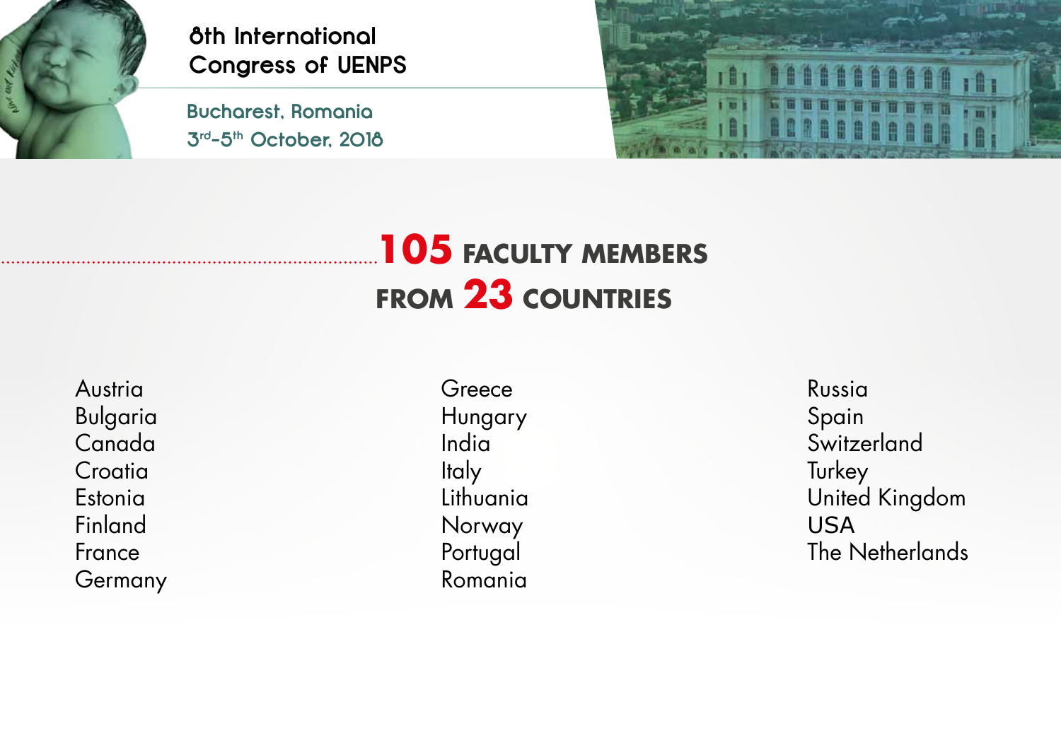# 105 FACULTY MEMBERS FROM 23 COUNTRIES

Austria
Bulgaria
Canada
Croatia
Estonia
Finland
France
Germany
Greece
Hungary
India
Italy
Lithuania
Norway
Portugal
Romania
Russia
Spain
Switzerland
Turkey
United Kingdom
USA
The Netherlands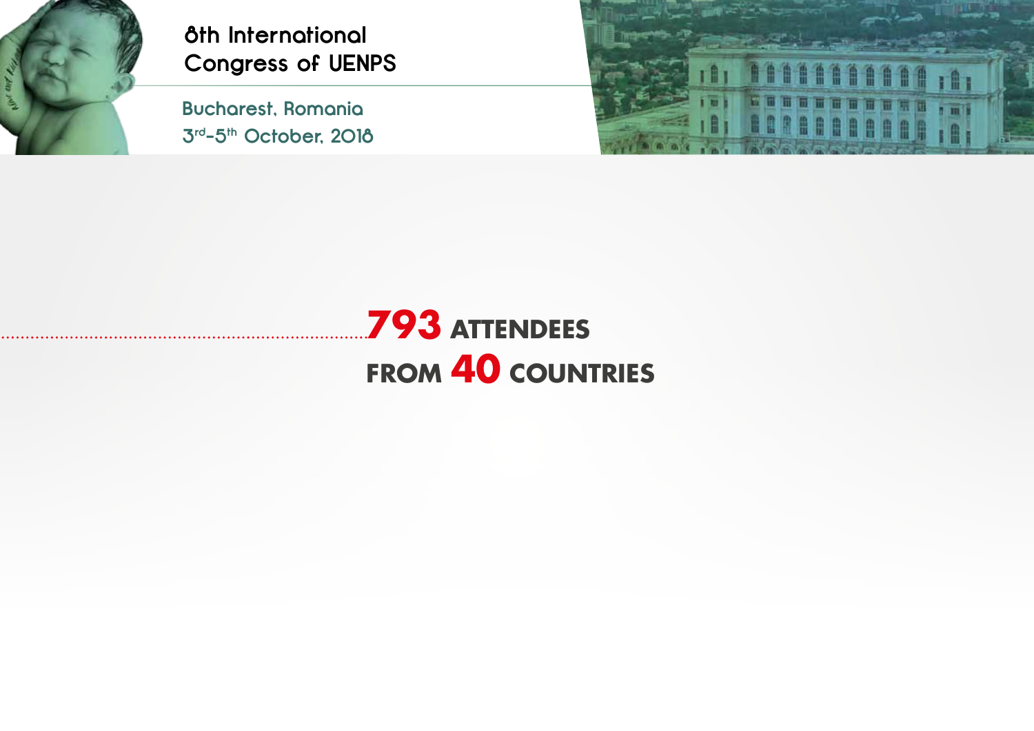**793** ATTENDEES
FROM **40** COUNTRIES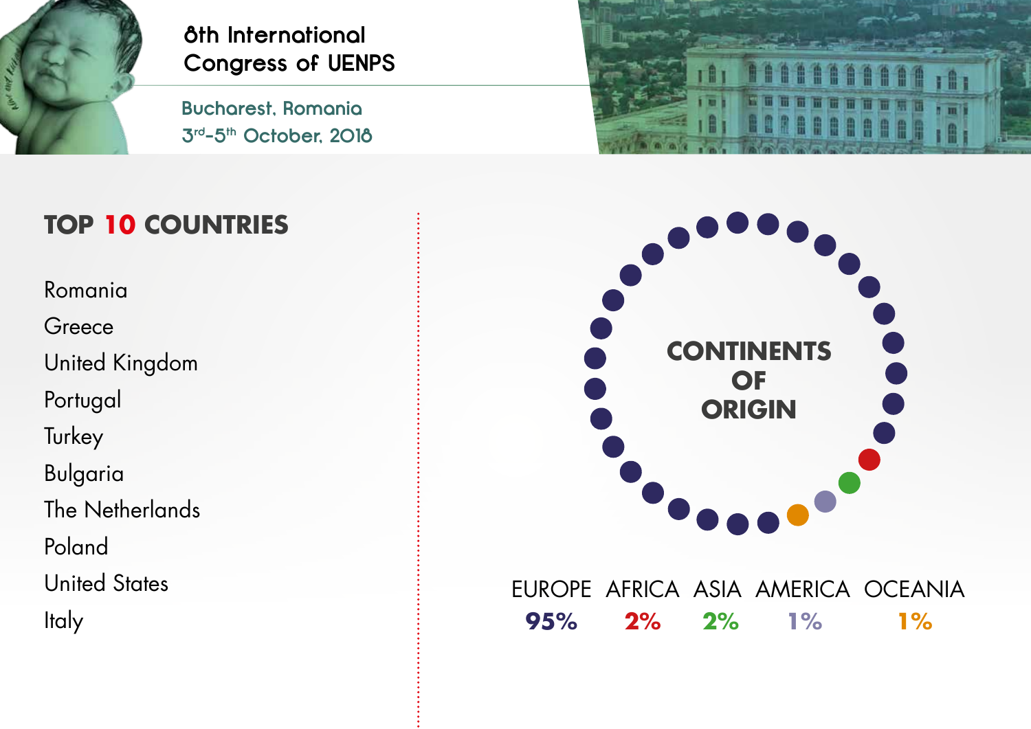8th International Congress of UENPS

Bucharest, Romania

3rd–5th October, 2018

## TOP 10 COUNTRIES

- Romania
- Greece
- United Kingdom
- Portugal
- Turkey
- Bulgaria
- The Netherlands
- Poland
- United States
- Italy

## CONTINENTS OF ORIGIN

| EUROPE | AFRICA | ASIA | AMERICA | OCEANIA |
|---|---|---|---|---|
| **95%** | **2%** | **2%** | **1%** | **1%** |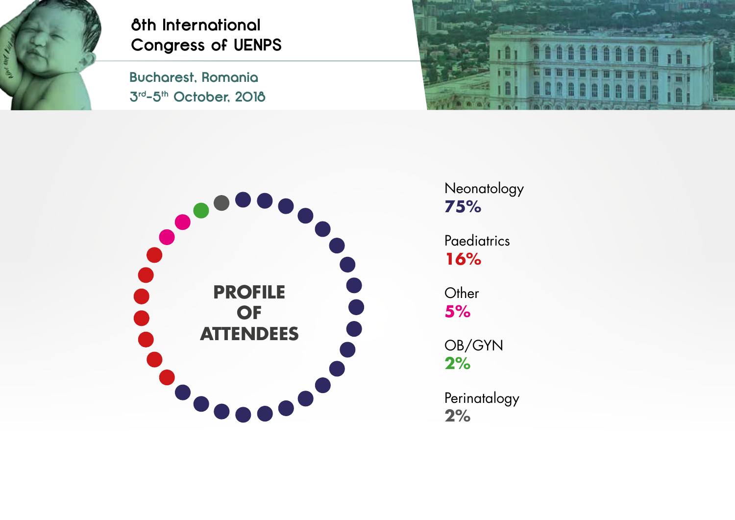8th International Congress of UENPS

Bucharest, Romania

3rd-5th October, 2018

## PROFILE OF ATTENDEES

Neonatology
**75%**

Paediatrics
**16%**

Other
**5%**

OB/GYN
**2%**

Perinatalogy
**2%**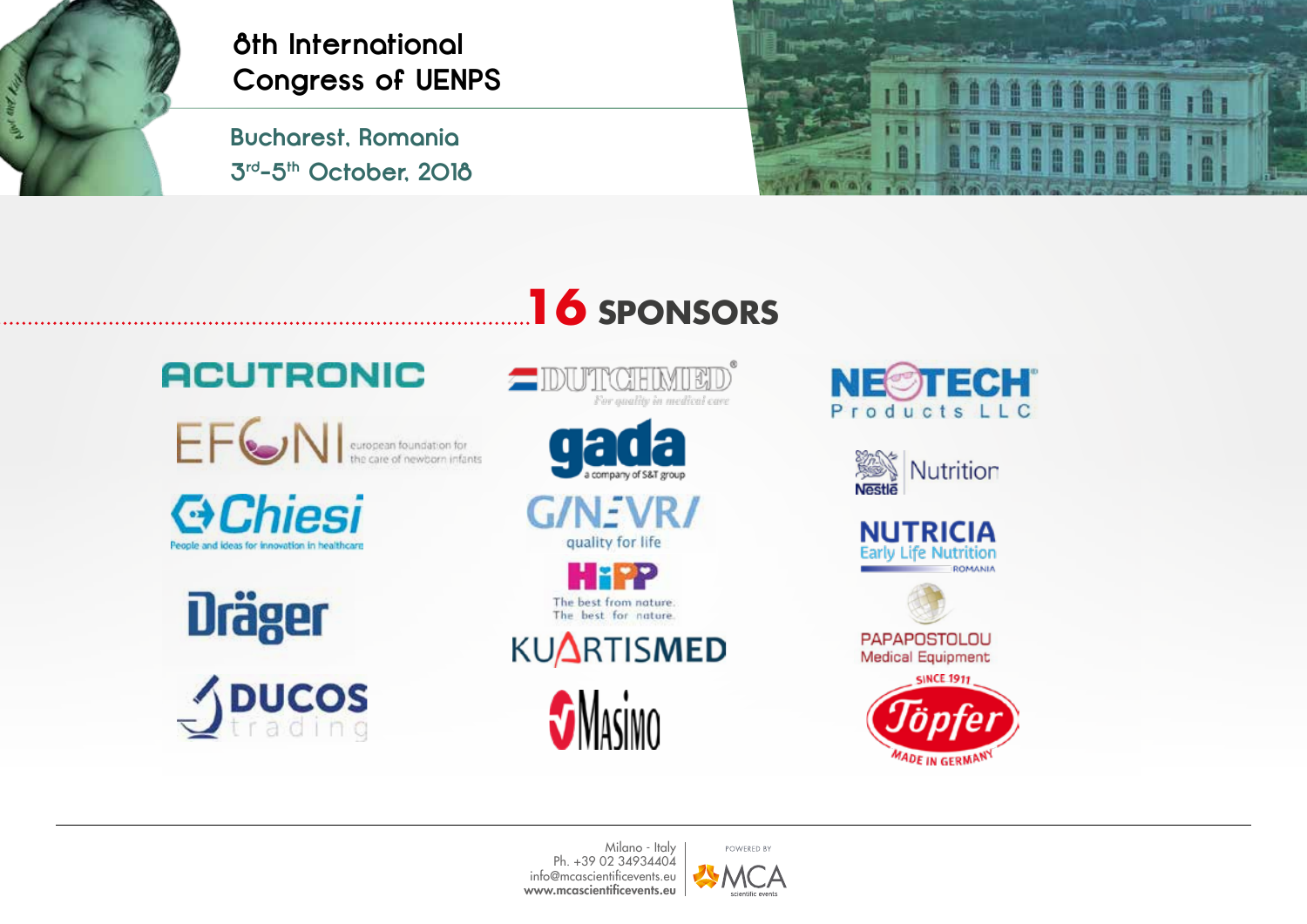8th International Congress of UENPS

Bucharest, Romania

3rd–5th October, 2018

## 16 SPONSORS

ACUTRONIC

EFCNI european foundation for the care of newborn infants

Chiesi People and ideas for innovation in healthcare

Dräger

DUCOS trading

DUTCHMED For quality in medical care

gada a company of S&T group

GINEVRI quality for life

HiPP The best from nature. The best for nature.

KUARTISMED

Masimo

NEOTECH Products LLC

Nestlé Nutrition

NUTRICIA Early Life Nutrition ROMANIA

PAPAPOSTOLOU Medical Equipment

Töpfer SINCE 1911 MADE IN GERMANY

Milano - Italy
Ph. +39 02 34934404
info@mcascientificevents.eu
www.mcascientificevents.eu

POWERED BY MCA scientific events